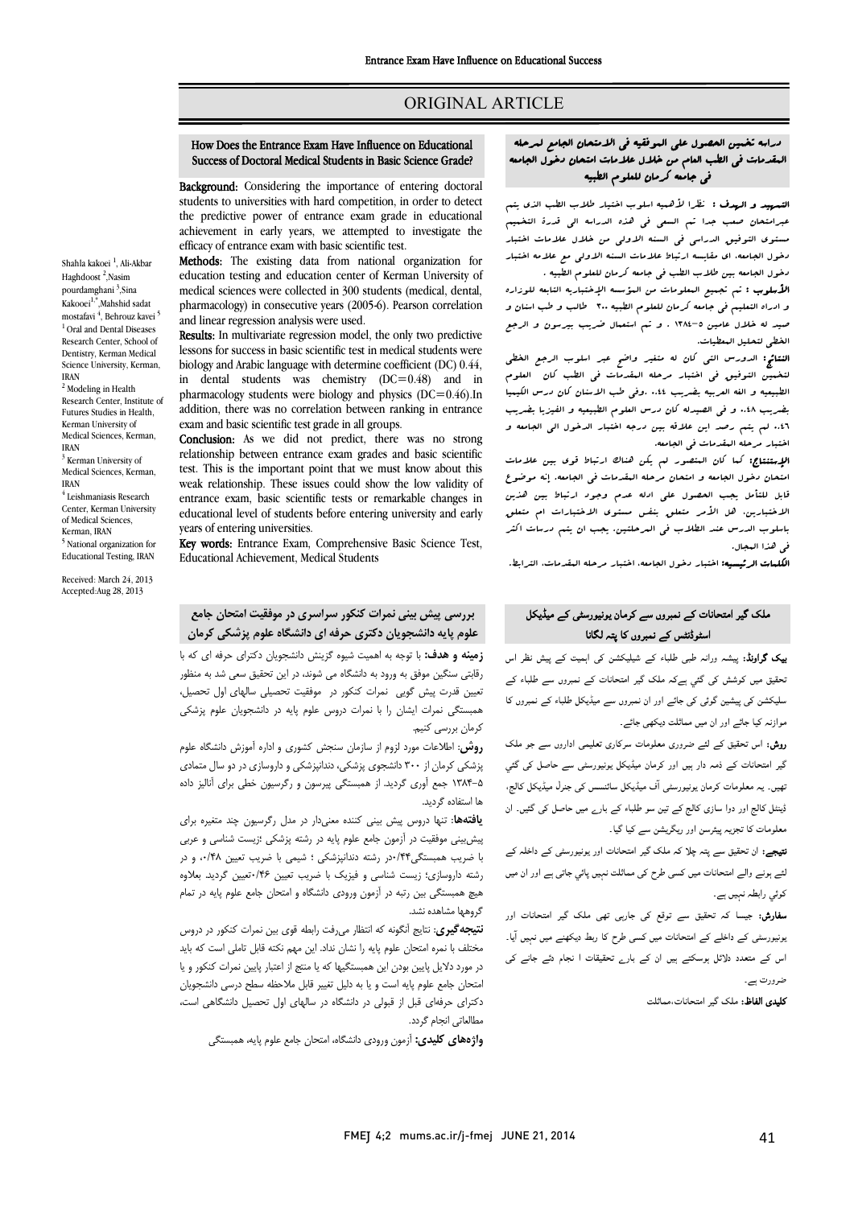ORIGINAL ARTICLE

## How Does the Entrance Exam Have Influence on Educational Success of Doctoral Medical Students in Basic Science Grade?

Shahla kakoei [1], Ali-Akbar Haghdoost [2], Nasim pourdamghani [3], Sina Kakooei[1,*], Mahshid sadat mostafavi [4], Behrouz kavei [5]

[1] Oral and Dental Diseases Research Center, School of Dentistry, Kerman Medical Science University, Kerman, IRAN
[2] Modeling in Health Research Center, Institute of Futures Studies in Health, Kerman University of Medical Sciences, Kerman, IRAN
[3] Kerman University of Medical Sciences, Kerman, IRAN
[4] Leishmaniasis Research Center, Kerman University of Medical Sciences, Kerman, IRAN
[5] National organization for Educational Testing, IRAN

Received: March 24, 2013
Accepted: Aug 28, 2013

**Background:** Considering the importance of entering doctoral students to universities with hard competition, in order to detect the predictive power of entrance exam grade in educational achievement in early years, we attempted to investigate the efficacy of entrance exam with basic scientific test.

**Methods:** The existing data from national organization for education testing and education center of Kerman University of medical sciences were collected in 300 students (medical, dental, pharmacology) in consecutive years (2005-6). Pearson correlation and linear regression analysis were used.

**Results:** In multivariate regression model, the only two predictive lessons for success in basic scientific test in medical students were biology and Arabic language with determine coefficient (DC) 0.44, in dental students was chemistry (DC=0.48) and in pharmacology students were biology and physics (DC=0.46).In addition, there was no correlation between ranking in entrance exam and basic scientific test grade in all groups.

**Conclusion:** As we did not predict, there was no strong relationship between entrance exam grades and basic scientific test. This is the important point that we must know about this weak relationship. These issues could show the low validity of entrance exam, basic scientific tests or remarkable changes in educational level of students before entering university and early years of entering universities.

**Key words:** Entrance Exam, Comprehensive Basic Science Test, Educational Achievement, Medical Students

## دراسه تخمین الحصول علی الموفقیه فی الامتحان الجامع لمرحله المقدمات فی الطب العام من خلال علامات امتحان دخول الجامعه فی جامعه کرمان للعلوم الطبیه

**التمهید و الهدف :** نظرا لأهمیه اسلوب اختیار طلاب الطب الذی یتم عبرامتحان صعب جدا تم السعی فی هذه الدراسه الی قدرة التخمین مستوی التوفیق الدراسی فی السنه الاولی من خلال علامات اختبار دخول الجامعه، ای مقایسه ارتباط علامات السنه الاولی مع علامه اختبار دخول الجامعه بین طلاب الطب فی جامعه کرمان للعلوم الطبیه .

**الأسلوب :** تم جمیع المعلومات من المؤسسه الإختباریه التابعه للوزاره و ادراه التعلیم فی جامعه کرمان للعلوم الطبیه ۳۰۰ طالب و طب اسنان و صید له خلال عامین ۵-۱۳۸۴ . و تم استعمال ضریب بیرسون و الرجع الخطی لتحلیل المعطیات.

**النتائج:** الدروس التی کان له متغیر واضح عبر اسلوب الرجع الخطی لتخمین التوفیق فی اختبار مرحله المقدمات فی الطب کان العلوم الطبیعیه و الغه العربیه بضریب ٠.٤٤ .وفی طب الاسنان کان درس الکیمیا بضریب ٠.٤٨، و فی الصیدله کان درس العلوم الطبیعیه و الفیزیا بضریب ٠.٤٦ لم یتم رصد این علاقه بین درجه اختبار الدخول الی الجامعه و اختبار مرحله المقدمات فی الجامعه.

**الإستنتاج:** کما کان المتصور لم یکن هناک ارتباط قوی بین علامات امتحان دخول الجامعه و امتحان مرحله المقدمات فی الجامعه. إنه موضوع قابل للتأمل یجب الحصول علی ادله عدم وجود ارتباط بین هذین الاختبارین. هل الأمر متعلق بنفس مستوی الاختبارات ام متعلق باسلوب الدرس عند الطلاب فی المرحلتین. یجب ان یتم دراسات اکثر فی هذا المجال.

**الکلمات الرئیسیه:** اختبار دخول الجامعه، اختبار مرحله المقدمات، الترابط.

## بررسی پیش بینی نمرات کنکور سراسری در موفقیت امتحان جامع علوم پایه دانشجویان دکتری حرفه ای دانشگاه علوم پزشکی کرمان

**زمینه و هدف:** با توجه به اهمیت شیوه گزینش دانشجویان دکترای حرفه ای که با رقابتی سنگین موفق به ورود به دانشگاه می شوند، در این تحقیق سعی شد به منظور تعیین قدرت پیش گویی نمرات کنکور در موفقیت تحصیلی سالهای اول تحصیل، همبستگی نمرات ایشان را با نمرات دروس علوم پایه در دانشجویان علوم پزشکی کرمان بررسی کنیم.

**روش:** اطلاعات مورد لزوم از سازمان سنجش کشوری و اداره آموزش دانشگاه علوم پزشکی کرمان از ۳۰۰ دانشجوی پزشکی، دندانپزشکی و داروسازی در دو سال متمادی ۵-۱۳۸۴ جمع آوری گردید. از همبستگی پیرسون و رگرسیون خطی برای آنالیز داده ها استفاده گردید.

**یافته‌ها:** تنها دروس پیش بینی کننده معنی‌دار در مدل رگرسیون چند متغیره برای پیش‌بینی موفقیت در آزمون جامع علوم پایه در رشته پزشکی ؛زیست شناسی و عربی با ضریب همبستگی۰/۴۴،در رشته دندانپزشکی ؛ شیمی با ضریب تعیین ۰/۴۸، و در رشته داروسازی؛ زیست شناسی و فیزیک با ضریب تعیین ۰/۴۶تعیین گردید. بعلاوه هیچ همبستگی بین رتبه در آزمون ورودی دانشگاه و امتحان جامع علوم پایه در تمام گروهها مشاهده نشد.

**نتیجه‌گیری:** نتایج آنگونه که انتظار می‌رفت رابطه قوی بین نمرات کنکور در دروس مختلف با نمره امتحان علوم پایه را نشان نداد. این مهم نکته قابل تاملی است که باید در مورد دلایل پایین بودن این همبستگیها که یا منتج از اعتبار پایین نمرات کنکور و یا امتحان جامع علوم پایه است و یا به دلیل تغییر قابل ملاحظه سطح درسی دانشجویان دکترای حرفه‌ای قبل از قبولی در دانشگاه در سالهای اول تحصیل دانشگاهی است، مطالعاتی انجام گردد.

**واژه‌های کلیدی:** آزمون ورودی دانشگاه، امتحان جامع علوم پایه، همبستگی

## ملک گیر امتحانات کے نمبروں سے کرمان یونیورسٹی کے میڈیکل اسٹوڈنٹس کے نمبروں کا پتہ لگانا

**بیک گراونڈ:** پیشہ ورانہ طبی طلباء کے شیلیکشن کی اہمیت کے پیش نظر اس تحقیق میں کوشش کی گئي ہےکہ ملک گیر امتحانات کے نمبروں سے طلباء کے سلیکشن کی پیشین گوئی کی جائے اور ان نمبروں سے میڈیکل طلباء کے نمبروں کا موازنہ کیا جائے اور ان میں مماثلت دیکھی جائے۔

**روش:** اس تحقیق کے لئے ضروری معلومات سرکاری تعلیمی اداروں سے جو ملک گیر امتحانات کے ذمہ دار ہیں اور کرمان میڈیکل یونیورسٹی سے حاصل کی گئي تھیں۔ یہ معلومات کرمان یونیورسٹی آف میڈیکل سائنسس کے جنرل میڈیکل کالج، ڈینٹل کالج اور دوا سازی کالج کے تین سو طلباء کے بارے میں حاصل کی گئيں۔ ان معلومات کا تجزیہ پیئرسن اور ریگریشن سے کیا گيا۔

**نتیجے:** ان تحقیق سے پتہ چلا کہ ملک گیر امتحانات اور یونیورسٹی کے داخلہ کے لئے ہونے والے امتحانات میں کسی طرح کی مماثلت نہیں پائي جاتی ہے اور ان میں کوئي رابطہ نہیں ہے۔

**سفارش:** جیسا کہ تحقیق سے توقع کی جارہی تھی ملک گیر امتحانات اور یونیورسٹی کے داخلے کے امتحانات میں کسی طرح کا ربط دیکھنے میں نہیں آيا۔ اس کے متعدد دلائل ہوسکتے ہیں ان کے بارے تحقیقات ا نجام دئے جانے کی ضرورت ہے۔

**کلیدی الفاظ:** ملک گیر امتحانات،مماثلت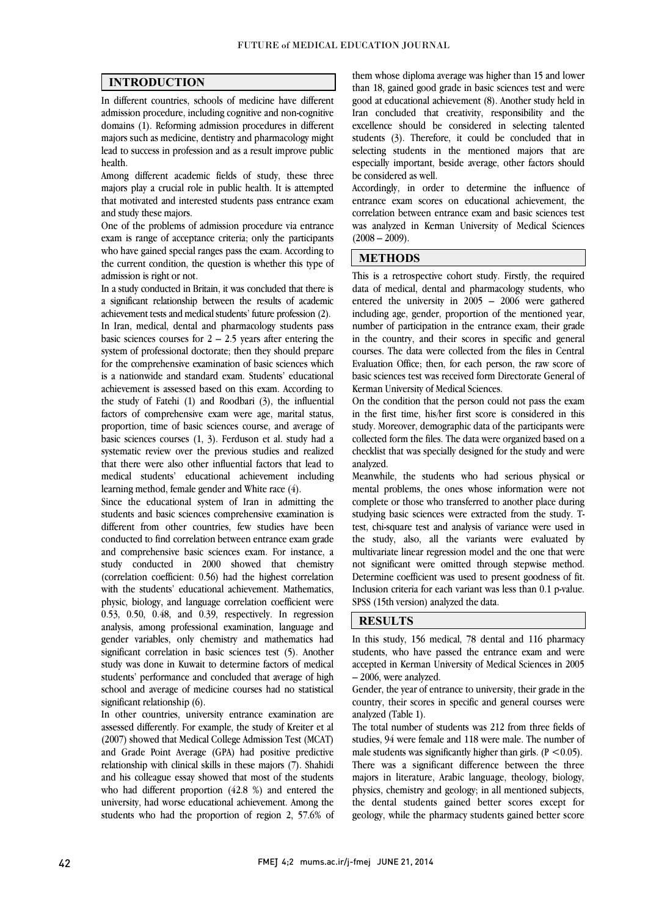## INTRODUCTION

In different countries, schools of medicine have different admission procedure, including cognitive and non-cognitive domains (1). Reforming admission procedures in different majors such as medicine, dentistry and pharmacology might lead to success in profession and as a result improve public health.

Among different academic fields of study, these three majors play a crucial role in public health. It is attempted that motivated and interested students pass entrance exam and study these majors.

One of the problems of admission procedure via entrance exam is range of acceptance criteria; only the participants who have gained special ranges pass the exam. According to the current condition, the question is whether this type of admission is right or not.

In a study conducted in Britain, it was concluded that there is a significant relationship between the results of academic achievement tests and medical students' future profession (2).

In Iran, medical, dental and pharmacology students pass basic sciences courses for 2 – 2.5 years after entering the system of professional doctorate; then they should prepare for the comprehensive examination of basic sciences which is a nationwide and standard exam. Students' educational achievement is assessed based on this exam. According to the study of Fatehi (1) and Roodbari (3), the influential factors of comprehensive exam were age, marital status, proportion, time of basic sciences course, and average of basic sciences courses (1, 3). Ferduson et al. study had a systematic review over the previous studies and realized that there were also other influential factors that lead to medical students' educational achievement including learning method, female gender and White race (4).

Since the educational system of Iran in admitting the students and basic sciences comprehensive examination is different from other countries, few studies have been conducted to find correlation between entrance exam grade and comprehensive basic sciences exam. For instance, a study conducted in 2000 showed that chemistry (correlation coefficient: 0.56) had the highest correlation with the students' educational achievement. Mathematics, physic, biology, and language correlation coefficient were 0.53, 0.50, 0.48, and 0.39, respectively. In regression analysis, among professional examination, language and gender variables, only chemistry and mathematics had significant correlation in basic sciences test (5). Another study was done in Kuwait to determine factors of medical students' performance and concluded that average of high school and average of medicine courses had no statistical significant relationship (6).

In other countries, university entrance examination are assessed differently. For example, the study of Kreiter et al (2007) showed that Medical College Admission Test (MCAT) and Grade Point Average (GPA) had positive predictive relationship with clinical skills in these majors (7). Shahidi and his colleague essay showed that most of the students who had different proportion (42.8 %) and entered the university, had worse educational achievement. Among the students who had the proportion of region 2, 57.6% of them whose diploma average was higher than 15 and lower than 18, gained good grade in basic sciences test and were good at educational achievement (8). Another study held in Iran concluded that creativity, responsibility and the excellence should be considered in selecting talented students (3). Therefore, it could be concluded that in selecting students in the mentioned majors that are especially important, beside average, other factors should be considered as well.

Accordingly, in order to determine the influence of entrance exam scores on educational achievement, the correlation between entrance exam and basic sciences test was analyzed in Kerman University of Medical Sciences (2008 – 2009).

## METHODS

This is a retrospective cohort study. Firstly, the required data of medical, dental and pharmacology students, who entered the university in 2005 – 2006 were gathered including age, gender, proportion of the mentioned year, number of participation in the entrance exam, their grade in the country, and their scores in specific and general courses. The data were collected from the files in Central Evaluation Office; then, for each person, the raw score of basic sciences test was received form Directorate General of Kerman University of Medical Sciences.

On the condition that the person could not pass the exam in the first time, his/her first score is considered in this study. Moreover, demographic data of the participants were collected form the files. The data were organized based on a checklist that was specially designed for the study and were analyzed.

Meanwhile, the students who had serious physical or mental problems, the ones whose information were not complete or those who transferred to another place during studying basic sciences were extracted from the study. T-test, chi-square test and analysis of variance were used in the study, also, all the variants were evaluated by multivariate linear regression model and the one that were not significant were omitted through stepwise method. Determine coefficient was used to present goodness of fit. Inclusion criteria for each variant was less than 0.1 p-value. SPSS (15th version) analyzed the data.

## RESULTS

In this study, 156 medical, 78 dental and 116 pharmacy students, who have passed the entrance exam and were accepted in Kerman University of Medical Sciences in 2005 – 2006, were analyzed.

Gender, the year of entrance to university, their grade in the country, their scores in specific and general courses were analyzed (Table 1).

The total number of students was 212 from three fields of studies, 94 were female and 118 were male. The number of male students was significantly higher than girls. ($P < 0.05$).

There was a significant difference between the three majors in literature, Arabic language, theology, biology, physics, chemistry and geology; in all mentioned subjects, the dental students gained better scores except for geology, while the pharmacy students gained better score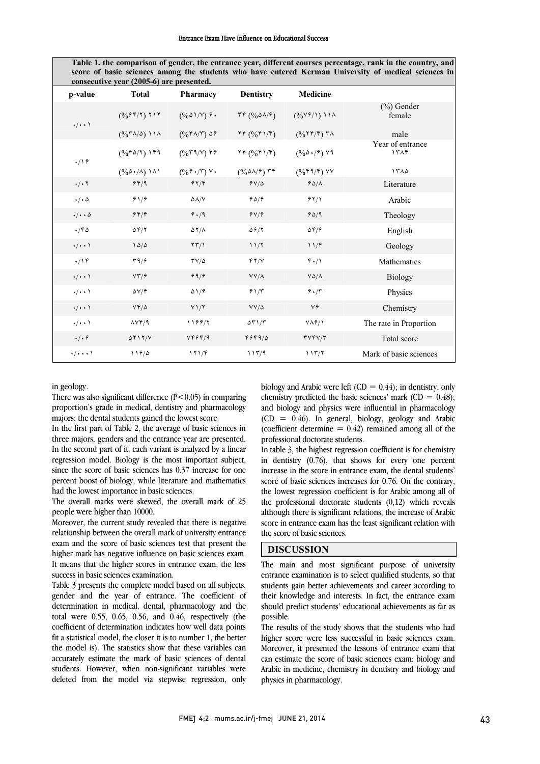**Table 1. the comparison of gender, the entrance year, different courses percentage, rank in the country, and score of basic sciences among the students who have entered Kerman University of medical sciences in consecutive year (2005-6) are presented.**

| | Medicine | Dentistry | Pharmacy | Total | p-value |
|---|---|---|---|---|---|
| (%) Gender female | (%۷۶/۱) ۱۱۸ | ۳۴ (%۵۸/۶) | (%۵۱/۷) ۶۰ | (%۶۴/۲) ۲۱۲ | ۰/۰۰۱ |
| male | (%۲۴/۴) ۳۸ | ۲۴ (%۴۱/۴) | (%۴۸/۳) ۵۶ | (%۳۸/۵) ۱۱۸ | |
| Year of entrance ۱۳۸۴ | (%۵۰/۶) ۷۹ | ۲۴ (%۴۱/۴) | (%۳۹/۷) ۴۶ | (%۴۵/۲) ۱۴۹ | ۰/۱۶ |
| ۱۳۸۵ | (%۴۹/۴) ۷۷ | (%۵۸/۶) ۳۴ | (%۶۰/۳) ۷۰ | (%۵۰/۸) ۱۸۱ | |
| Literature | ۶۵/۸ | ۶۷/۵ | ۶۲/۴ | ۶۴/۹ | ۰/۰۲ |
| Arabic | ۶۲/۱ | ۶۵/۶ | ۵۸/۷ | ۶۱/۶ | ۰/۰۵ |
| Theology | ۶۵/۹ | ۶۷/۶ | ۶۰/۹ | ۶۴/۴ | ۰/۰۰۵ |
| English | ۵۴/۶ | ۵۶/۲ | ۵۲/۸ | ۵۴/۲ | ۰/۴۵ |
| Geology | ۱۱/۴ | ۱۱/۲ | ۲۳/۱ | ۱۵/۵ | ۰/۰۰۱ |
| Mathematics | ۴۰/۱ | ۴۲/۷ | ۳۷/۵ | ۳۹/۶ | ۰/۱۴ |
| Biology | ۷۵/۸ | ۷۷/۸ | ۶۹/۶ | ۷۳/۶ | ۰/۰۰۱ |
| Physics | ۶۰/۳ | ۶۱/۳ | ۵۱/۶ | ۵۷/۴ | ۰/۰۰۱ |
| Chemistry | ۷۶ | ۷۷/۵ | ۷۱/۲ | ۷۴/۵ | ۰/۰۰۱ |
| The rate in Proportion | ۷۸۶/۱ | ۵۳۱/۳ | ۱۱۶۶/۲ | ۸۷۴/۹ | ۰/۰۰۱ |
| Total score | ۳۷۴۷/۳ | ۴۶۴۹/۵ | ۷۴۶۴/۹ | ۵۲۱۲/۷ | ۰/۰۶ |
| Mark of basic sciences | ۱۱۳/۲ | ۱۱۳/۹ | ۱۲۱/۴ | ۱۱۶/۵ | ۰/۰۰۰۱ |

in geology.

There was also significant difference ($P<0.05$) in comparing proportion's grade in medical, dentistry and pharmacology majors; the dental students gained the lowest score.

In the first part of Table 2, the average of basic sciences in three majors, genders and the entrance year are presented. In the second part of it, each variant is analyzed by a linear regression model. Biology is the most important subject, since the score of basic sciences has 0.37 increase for one percent boost of biology, while literature and mathematics had the lowest importance in basic sciences.

The overall marks were skewed, the overall mark of 25 people were higher than 10000.

Moreover, the current study revealed that there is negative relationship between the overall mark of university entrance exam and the score of basic sciences test that present the higher mark has negative influence on basic sciences exam. It means that the higher scores in entrance exam, the less success in basic sciences examination.

Table 3 presents the complete model based on all subjects, gender and the year of entrance. The coefficient of determination in medical, dental, pharmacology and the total were 0.55, 0.65, 0.56, and 0.46, respectively (the coefficient of determination indicates how well data points fit a statistical model, the closer it is to number 1, the better the model is). The statistics show that these variables can accurately estimate the mark of basic sciences of dental students. However, when non-significant variables were deleted from the model via stepwise regression, only biology and Arabic were left (CD = 0.44); in dentistry, only chemistry predicted the basic sciences' mark (CD = 0.48); and biology and physics were influential in pharmacology (CD = 0.46). In general, biology, geology and Arabic (coefficient determine = 0.42) remained among all of the professional doctorate students.

In table 3, the highest regression coefficient is for chemistry in dentistry (0.76), that shows for every one percent increase in the score in entrance exam, the dental students' score of basic sciences increases for 0.76. On the contrary, the lowest regression coefficient is for Arabic among all of the professional doctorate students (0,12) which reveals although there is significant relations, the increase of Arabic score in entrance exam has the least significant relation with the score of basic sciences.

## DISCUSSION

The main and most significant purpose of university entrance examination is to select qualified students, so that students gain better achievements and career according to their knowledge and interests. In fact, the entrance exam should predict students' educational achievements as far as possible.

The results of the study shows that the students who had higher score were less successful in basic sciences exam. Moreover, it presented the lessons of entrance exam that can estimate the score of basic sciences exam: biology and Arabic in medicine, chemistry in dentistry and biology and physics in pharmacology.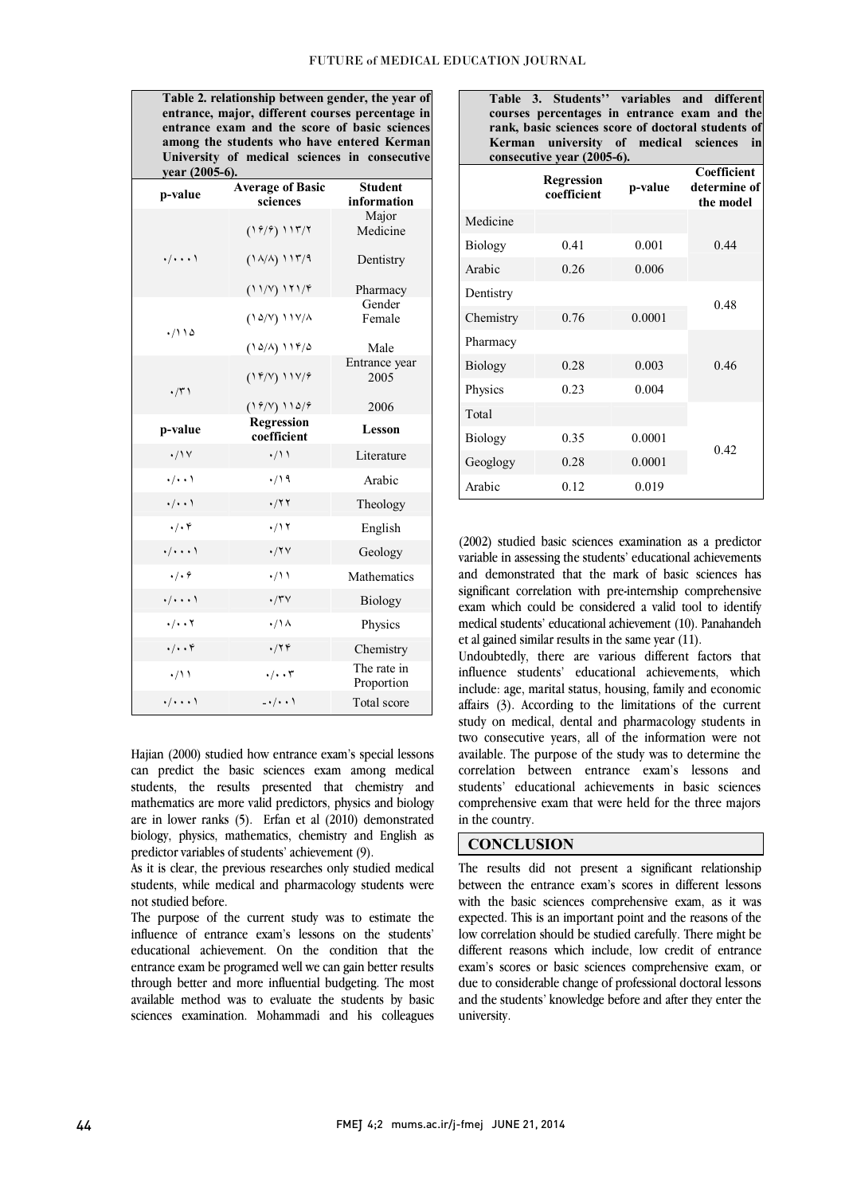**Table 2. relationship between gender, the year of entrance, major, different courses percentage in entrance exam and the score of basic sciences among the students who have entered Kerman University of medical sciences in consecutive year (2005-6).**

| p-value | Average of Basic sciences | Student information |
|---|---|---|
| | | Major |
| ۰/۰۰۰۱ | (۱۶/۶) ۱۱۳/۲ | Medicine |
| | (۱۸/۸) ۱۱۳/۹ | Dentistry |
| | (۱۱/۷) ۱۲۱/۴ | Pharmacy |
| | | Gender |
| ۰/۱۱۵ | (۱۵/۷) ۱۱۷/۸ | Female |
| | (۱۵/۸) ۱۱۴/۵ | Male |
| | | Entrance year |
| ۰/۳۱ | (۱۴/۷) ۱۱۷/۴ | 2005 |
| | (۱۶/۷) ۱۱۵/۴ | 2006 |
| **p-value** | **Regression coefficient** | **Lesson** |
| ۰/۱۷ | ۰/۱۱ | Literature |
| ۰/۰۰۱ | ۰/۱۹ | Arabic |
| ۰/۰۰۱ | ۰/۲۲ | Theology |
| ۰/۰۴ | ۰/۱۲ | English |
| ۰/۰۰۰۱ | ۰/۲۷ | Geology |
| ۰/۰۶ | ۰/۱۱ | Mathematics |
| ۰/۰۰۰۱ | ۰/۳۷ | Biology |
| ۰/۰۰۲ | ۰/۱۸ | Physics |
| ۰/۰۰۴ | ۰/۲۴ | Chemistry |
| ۰/۱۱ | ۰/۰۰۳ | The rate in Proportion |
| ۰/۰۰۰۱ | -۰/۰۰۱ | Total score |

Hajian (2000) studied how entrance exam's special lessons can predict the basic sciences exam among medical students, the results presented that chemistry and mathematics are more valid predictors, physics and biology are in lower ranks (5). Erfan et al (2010) demonstrated biology, physics, mathematics, chemistry and English as predictor variables of students' achievement (9).

As it is clear, the previous researches only studied medical students, while medical and pharmacology students were not studied before.

The purpose of the current study was to estimate the influence of entrance exam's lessons on the students' educational achievement. On the condition that the entrance exam be programed well we can gain better results through better and more influential budgeting. The most available method was to evaluate the students by basic sciences examination. Mohammadi and his colleagues

**Table 3. Students'' variables and different courses percentages in entrance exam and the rank, basic sciences score of doctoral students of Kerman university of medical sciences in consecutive year (2005-6).**

| | Regression coefficient | p-value | Coefficient determine of the model |
|---|---|---|---|
| Medicine | | | |
| Biology | 0.41 | 0.001 | 0.44 |
| Arabic | 0.26 | 0.006 | |
| Dentistry | | | 0.48 |
| Chemistry | 0.76 | 0.0001 | |
| Pharmacy | | | |
| Biology | 0.28 | 0.003 | 0.46 |
| Physics | 0.23 | 0.004 | |
| Total | | | |
| Biology | 0.35 | 0.0001 | 0.42 |
| Geoglogy | 0.28 | 0.0001 | |
| Arabic | 0.12 | 0.019 | |

(2002) studied basic sciences examination as a predictor variable in assessing the students' educational achievements and demonstrated that the mark of basic sciences has significant correlation with pre-internship comprehensive exam which could be considered a valid tool to identify medical students' educational achievement (10). Panahandeh et al gained similar results in the same year (11).

Undoubtedly, there are various different factors that influence students' educational achievements, which include: age, marital status, housing, family and economic affairs (3). According to the limitations of the current study on medical, dental and pharmacology students in two consecutive years, all of the information were not available. The purpose of the study was to determine the correlation between entrance exam's lessons and students' educational achievements in basic sciences comprehensive exam that were held for the three majors in the country.

## CONCLUSION

The results did not present a significant relationship between the entrance exam's scores in different lessons with the basic sciences comprehensive exam, as it was expected. This is an important point and the reasons of the low correlation should be studied carefully. There might be different reasons which include, low credit of entrance exam's scores or basic sciences comprehensive exam, or due to considerable change of professional doctoral lessons and the students' knowledge before and after they enter the university.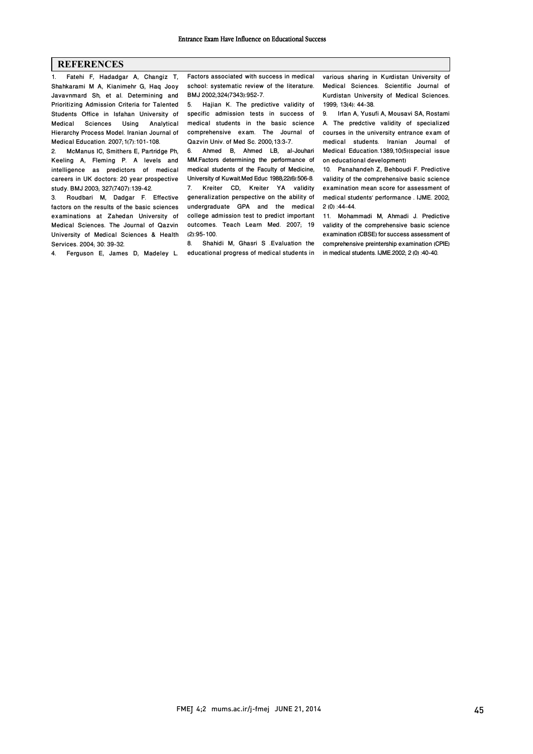## REFERENCES

1. Fatehi F, Hadadgar A, Changiz T, Shahkarami M A, Kianimehr G, Haq Jooy Javavnmard Sh, et al. Determining and Prioritizing Admission Criteria for Talented Students Office in Isfahan University of Medical Sciences Using Analytical Hierarchy Process Model. Iranian Journal of Medical Education. 2007;1(7):101-108.
2. McManus IC, Smithers E, Partridge Ph, Keeling A, Fleming P. A levels and intelligence as predictors of medical careers in UK doctors: 20 year prospective study. BMJ 2003; 327(7407):139-42.
3. Roudbari M, Dadgar F. Effective factors on the results of the basic sciences examinations at Zahedan University of Medical Sciences. The Journal of Qazvin University of Medical Sciences & Health Services. 2004; 30: 39-32.
4. Ferguson E, James D, Madeley L. Factors associated with success in medical school: systematic review of the literature. BMJ 2002;324(7343):952-7.
5. Hajian K. The predictive validity of specific admission tests in success of medical students in the basic science comprehensive exam. The Journal of Qazvin Univ. of Med Sc. 2000;13:3-7.
6. Ahmed B, Ahmed LB, al-Jouhari MM.Factors determining the performance of medical students of the Faculty of Medicine, University of Kuwait.Med Educ 1988;22(6):506-8.
7. Kreiter CD, Kreiter YA validity generalization perspective on the ability of undergraduate GPA and the medical college admission test to predict important outcomes. Teach Learn Med. 2007; 19 (2):95-100.
8. Shahidi M, Ghasri S .Evaluation the educational progress of medical students in various sharing in Kurdistan University of Medical Sciences. Scientific Journal of Kurdistan University of Medical Sciences. 1999; 13(4): 44-38.
9. Irfan A, Yusufi A, Mousavi SA, Rostami A. The predctive validity of specialized courses in the university entrance exam of medical students. Iranian Journal of Medical Education.1389,10(5)(special issue on educational development)
10. Panahandeh Z, Behboudi F. Predictive validity of the comprehensive basic science examination mean score for assessment of medical students' performance . IJME. 2002; 2 (0) :44-44.
11. Mohammadi M, Ahmadi J. Predictive validity of the comprehensive basic science examination (CBSE) for success assessment of comprehensive preintership examination (CPIE) in medical students. IJME.2002; 2 (0) :40-40.